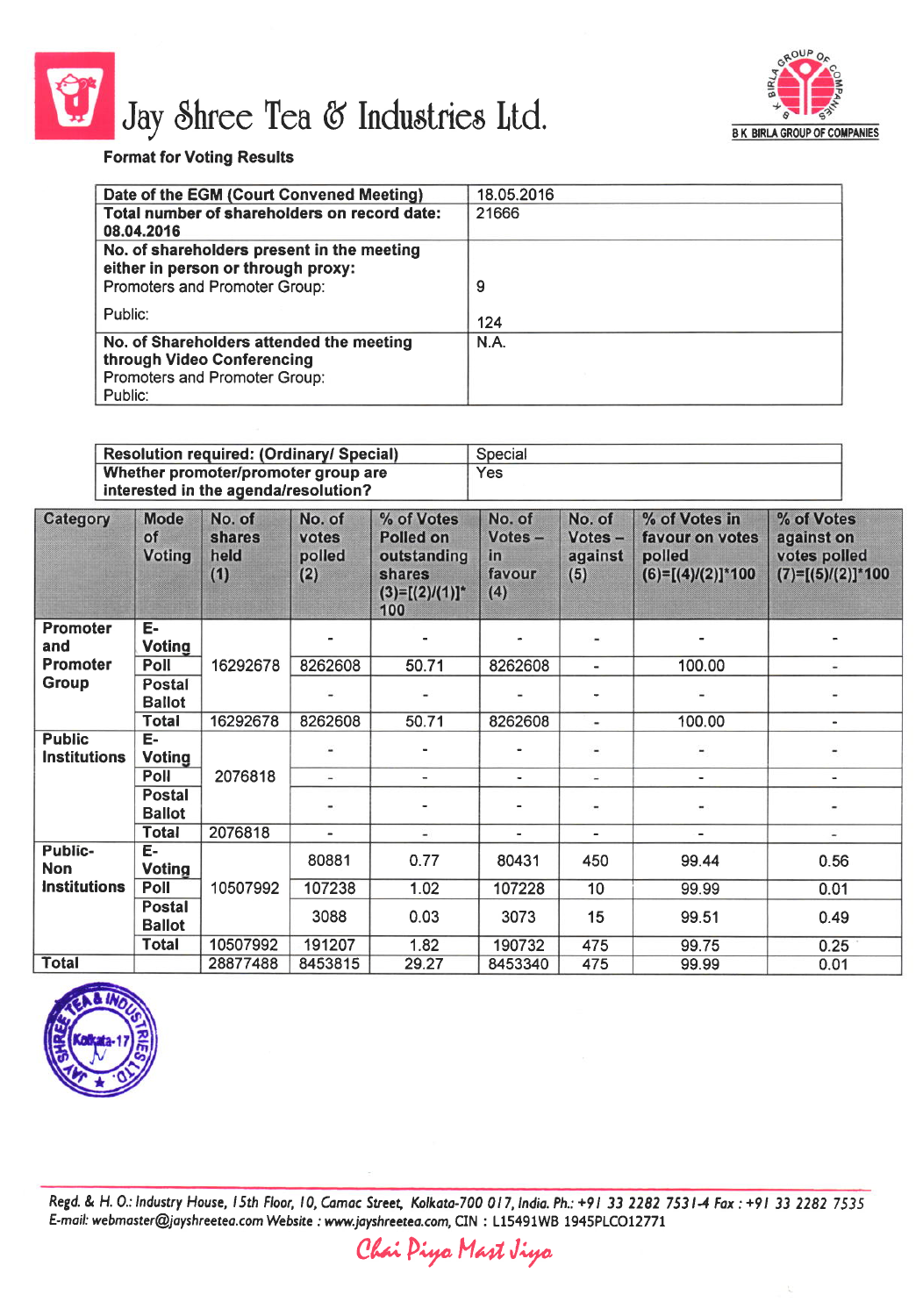# Jay Shree Tea & Industries Ltd.

B K BIRLA GROUP OF COMPANIES

**Format for Voting Results**

| | |
|---|---|
| **Date of the EGM (Court Convened Meeting)** | 18.05.2016 |
| **Total number of shareholders on record date: 08.04.2016** | 21666 |
| **No. of shareholders present in the meeting either in person or through proxy:** Promoters and Promoter Group: Public: | 9 124 |
| **No. of Shareholders attended the meeting through Video Conferencing** Promoters and Promoter Group: Public: | N.A. |

| | |
|---|---|
| **Resolution required: (Ordinary/ Special)** | Special |
| **Whether promoter/promoter group are interested in the agenda/resolution?** | Yes |

| Category | Mode of Voting | No. of shares held (1) | No. of votes polled (2) | % of Votes Polled on outstanding shares (3)=[(2)/(1)]*100 | No. of Votes – in favour (4) | No. of Votes – against (5) | % of Votes in favour on votes polled (6)=[(4)/(2)]*100 | % of Votes against on votes polled (7)=[(5)/(2)]*100 |
|---|---|---|---|---|---|---|---|---|
| Promoter and Promoter Group | E-Voting | 16292678 | - | - | - | - | - | - |
| | Poll | | 8262608 | 50.71 | 8262608 | - | 100.00 | - |
| | Postal Ballot | | - | - | - | - | - | - |
| | Total | 16292678 | 8262608 | 50.71 | 8262608 | - | 100.00 | - |
| Public Institutions | E-Voting | 2076818 | - | - | - | - | - | - |
| | Poll | | - | - | - | - | - | - |
| | Postal Ballot | | - | - | - | - | - | - |
| | Total | 2076818 | - | - | - | - | - | - |
| Public-Non Institutions | E-Voting | 10507992 | 80881 | 0.77 | 80431 | 450 | 99.44 | 0.56 |
| | Poll | | 107238 | 1.02 | 107228 | 10 | 99.99 | 0.01 |
| | Postal Ballot | | 3088 | 0.03 | 3073 | 15 | 99.51 | 0.49 |
| | Total | 10507992 | 191207 | 1.82 | 190732 | 475 | 99.75 | 0.25 |
| Total | | 28877488 | 8453815 | 29.27 | 8453340 | 475 | 99.99 | 0.01 |

Regd. & H. O.: Industry House, 15th Floor, 10, Camac Street, Kolkata-700 017, India. Ph.: +91 33 2282 7531-4 Fax : +91 33 2282 7535
E-mail: webmaster@jayshreetea.com Website : www.jayshreetea.com, CIN : L15491WB 1945PLC012771

*Chai Piyo Mast Jiyo*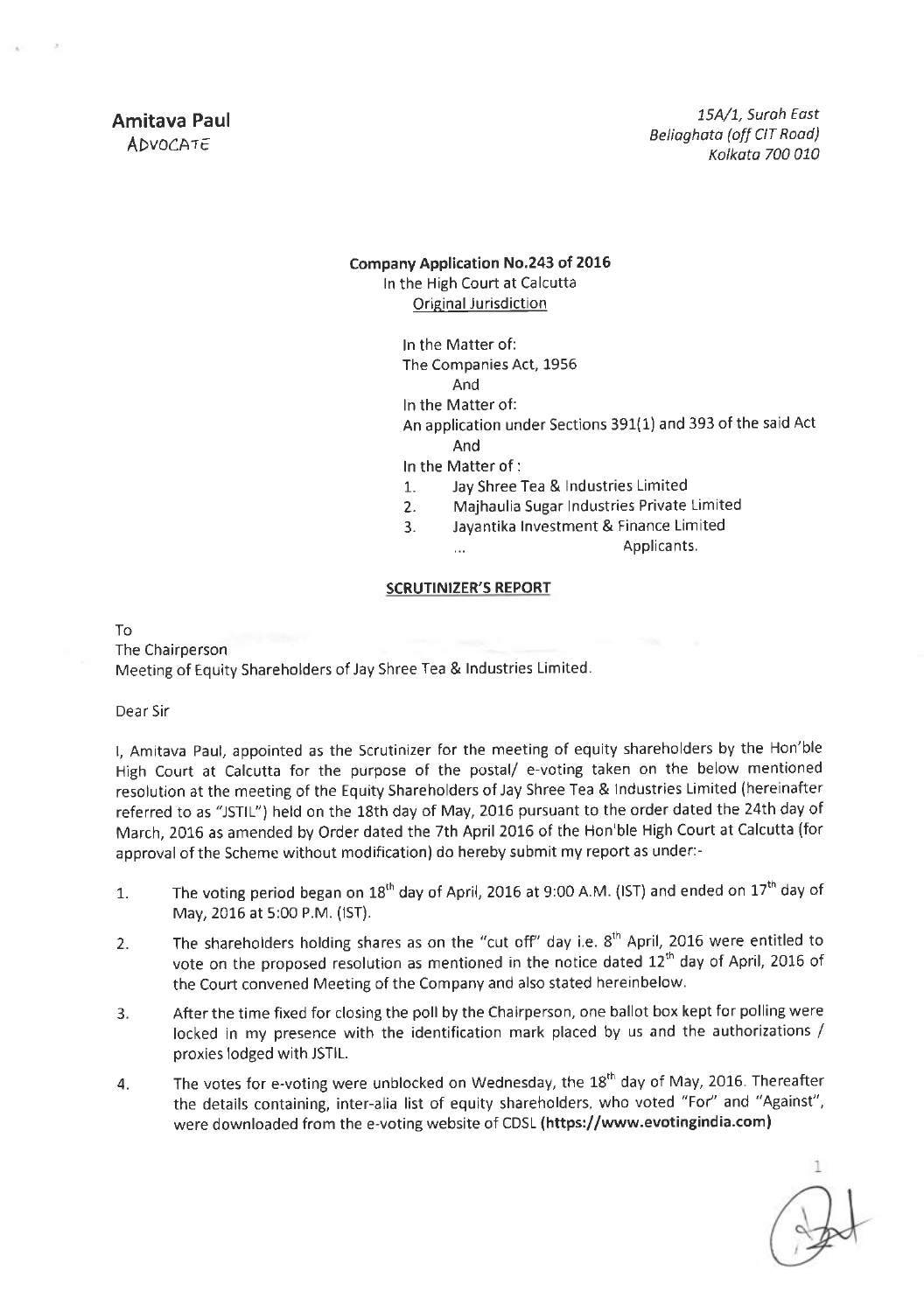**Amitava Paul**
ADVOCATE

15A/1, Surah East
Beliaghata (off CIT Road)
Kolkata 700 010

**Company Application No.243 of 2016**
In the High Court at Calcutta
Original Jurisdiction

In the Matter of:
The Companies Act, 1956
And
In the Matter of:
An application under Sections 391(1) and 393 of the said Act
And
In the Matter of :

1. Jay Shree Tea & Industries Limited
2. Majhaulia Sugar Industries Private Limited
3. Jayantika Investment & Finance Limited

... Applicants.

## SCRUTINIZER'S REPORT

To
The Chairperson
Meeting of Equity Shareholders of Jay Shree Tea & Industries Limited.

Dear Sir

I, Amitava Paul, appointed as the Scrutinizer for the meeting of equity shareholders by the Hon'ble High Court at Calcutta for the purpose of the postal/ e-voting taken on the below mentioned resolution at the meeting of the Equity Shareholders of Jay Shree Tea & Industries Limited (hereinafter referred to as "JSTIL") held on the 18th day of May, 2016 pursuant to the order dated the 24th day of March, 2016 as amended by Order dated the 7th April 2016 of the Hon'ble High Court at Calcutta (for approval of the Scheme without modification) do hereby submit my report as under:-

1. The voting period began on 18th day of April, 2016 at 9:00 A.M. (IST) and ended on 17th day of May, 2016 at 5:00 P.M. (IST).
2. The shareholders holding shares as on the "cut off" day i.e. 8th April, 2016 were entitled to vote on the proposed resolution as mentioned in the notice dated 12th day of April, 2016 of the Court convened Meeting of the Company and also stated hereinbelow.
3. After the time fixed for closing the poll by the Chairperson, one ballot box kept for polling were locked in my presence with the identification mark placed by us and the authorizations / proxies lodged with JSTIL.
4. The votes for e-voting were unblocked on Wednesday, the 18th day of May, 2016. Thereafter the details containing, inter-alia list of equity shareholders, who voted "For" and "Against", were downloaded from the e-voting website of CDSL **(https://www.evotingindia.com)**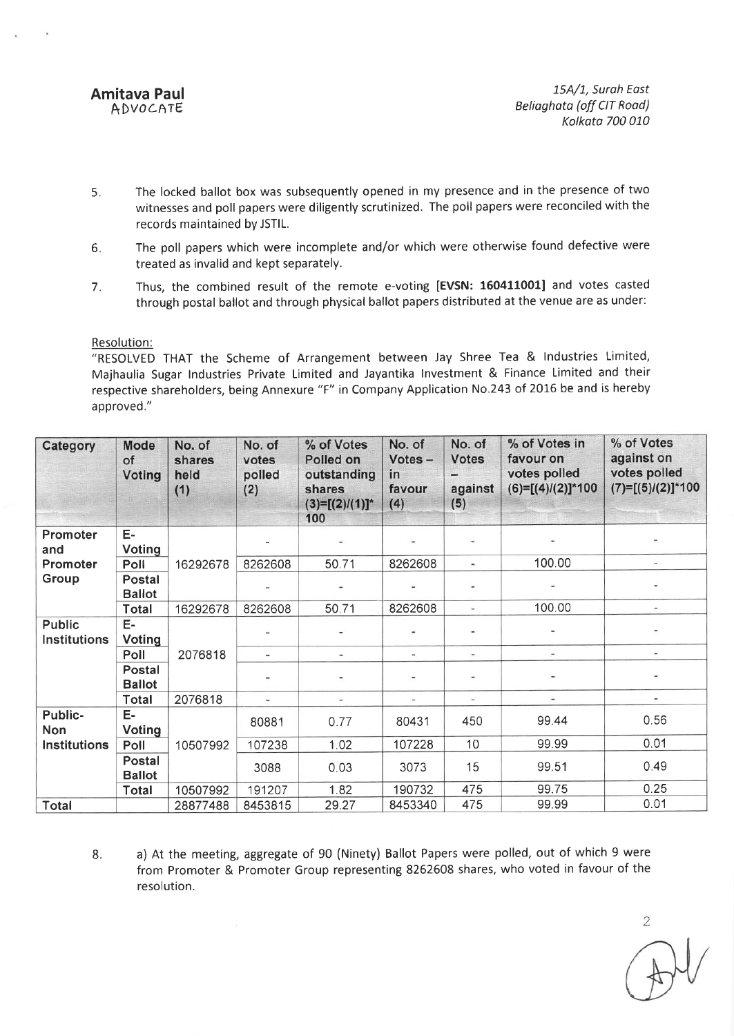**Amitava Paul**
ADVOCATE

*15A/1, Surah East*
*Beliaghata (off CIT Road)*
*Kolkata 700 010*

5. The locked ballot box was subsequently opened in my presence and in the presence of two witnesses and poll papers were diligently scrutinized. The poll papers were reconciled with the records maintained by JSTIL.

6. The poll papers which were incomplete and/or which were otherwise found defective were treated as invalid and kept separately.

7. Thus, the combined result of the remote e-voting **[EVSN: 160411001]** and votes casted through postal ballot and through physical ballot papers distributed at the venue are as under:

Resolution:

"RESOLVED THAT the Scheme of Arrangement between Jay Shree Tea & Industries Limited, Majhaulia Sugar Industries Private Limited and Jayantika Investment & Finance Limited and their respective shareholders, being Annexure "F" in Company Application No.243 of 2016 be and is hereby approved."

| Category | Mode of Voting | No. of shares held (1) | No. of votes polled (2) | % of Votes Polled on outstanding shares (3)=[(2)/(1)]*100 | No. of Votes – in favour (4) | No. of Votes – against (5) | % of Votes in favour on votes polled (6)=[(4)/(2)]*100 | % of Votes against on votes polled (7)=[(5)/(2)]*100 |
|---|---|---|---|---|---|---|---|---|
| Promoter and Promoter Group | E-Voting | 16292678 | - | - | - | - | - | - |
| | Poll | | 8262608 | 50.71 | 8262608 | - | 100.00 | - |
| | Postal Ballot | | - | - | - | - | - | - |
| | Total | 16292678 | 8262608 | 50.71 | 8262608 | - | 100.00 | - |
| Public Institutions | E-Voting | 2076818 | - | - | - | - | - | - |
| | Poll | | - | - | - | - | - | - |
| | Postal Ballot | | - | - | - | - | - | - |
| | Total | 2076818 | - | - | - | - | - | - |
| Public-Non Institutions | E-Voting | 10507992 | 80881 | 0.77 | 80431 | 450 | 99.44 | 0.56 |
| | Poll | | 107238 | 1.02 | 107228 | 10 | 99.99 | 0.01 |
| | Postal Ballot | | 3088 | 0.03 | 3073 | 15 | 99.51 | 0.49 |
| | Total | 10507992 | 191207 | 1.82 | 190732 | 475 | 99.75 | 0.25 |
| Total | | 28877488 | 8453815 | 29.27 | 8453340 | 475 | 99.99 | 0.01 |

8. a) At the meeting, aggregate of 90 (Ninety) Ballot Papers were polled, out of which 9 were from Promoter & Promoter Group representing 8262608 shares, who voted in favour of the resolution.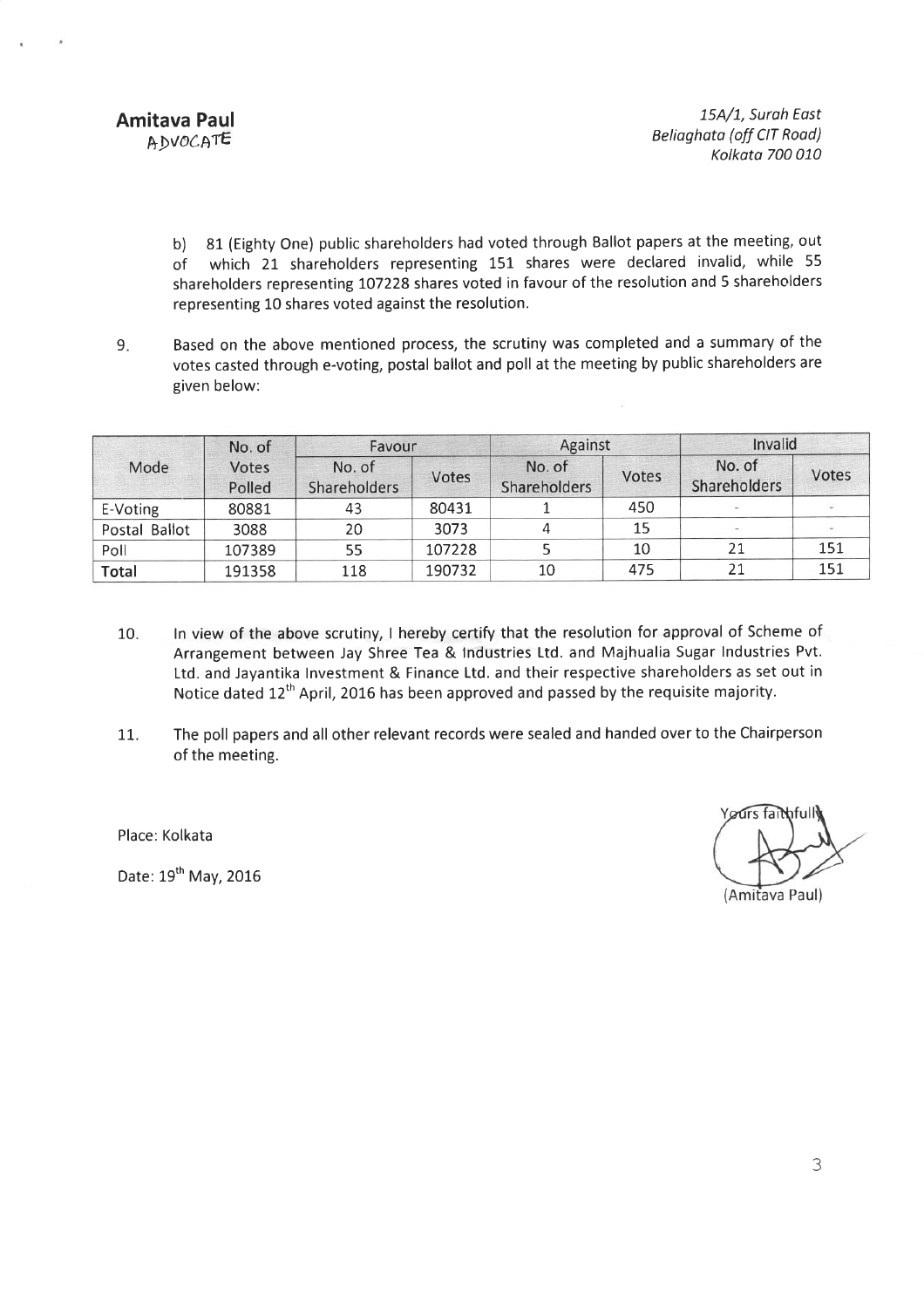**Amitava Paul**
ADVOCATE

15A/1, Surah East
Beliaghata (off CIT Road)
Kolkata 700 010

b) 81 (Eighty One) public shareholders had voted through Ballot papers at the meeting, out of which 21 shareholders representing 151 shares were declared invalid, while 55 shareholders representing 107228 shares voted in favour of the resolution and 5 shareholders representing 10 shares voted against the resolution.

9. Based on the above mentioned process, the scrutiny was completed and a summary of the votes casted through e-voting, postal ballot and poll at the meeting by public shareholders are given below:

| Mode | No. of Votes Polled | Favour | | Against | | Invalid | |
|---|---|---|---|---|---|---|---|
| | | No. of Shareholders | Votes | No. of Shareholders | Votes | No. of Shareholders | Votes |
| E-Voting | 80881 | 43 | 80431 | 1 | 450 | - | - |
| Postal Ballot | 3088 | 20 | 3073 | 4 | 15 | - | - |
| Poll | 107389 | 55 | 107228 | 5 | 10 | 21 | 151 |
| **Total** | 191358 | 118 | 190732 | 10 | 475 | 21 | 151 |

10. In view of the above scrutiny, I hereby certify that the resolution for approval of Scheme of Arrangement between Jay Shree Tea & Industries Ltd. and Majhualia Sugar Industries Pvt. Ltd. and Jayantika Investment & Finance Ltd. and their respective shareholders as set out in Notice dated 12th April, 2016 has been approved and passed by the requisite majority.

11. The poll papers and all other relevant records were sealed and handed over to the Chairperson of the meeting.

Place: Kolkata

Date: 19th May, 2016

Yours faithfully

(Amitava Paul)